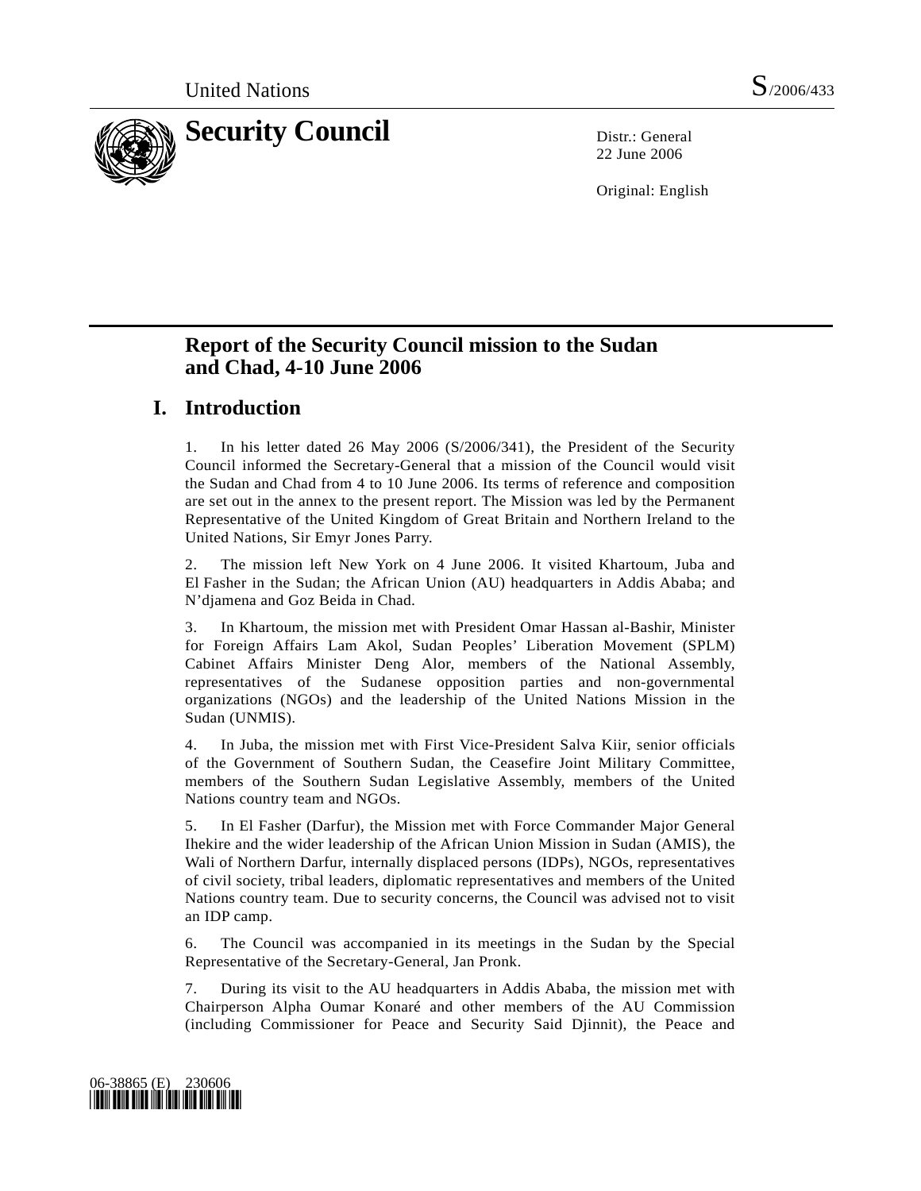United Nations S/2006/433

# Security Council

Distr.: General
22 June 2006

Original: English

## Report of the Security Council mission to the Sudan and Chad, 4-10 June 2006

## I. Introduction

1. In his letter dated 26 May 2006 (S/2006/341), the President of the Security Council informed the Secretary-General that a mission of the Council would visit the Sudan and Chad from 4 to 10 June 2006. Its terms of reference and composition are set out in the annex to the present report. The Mission was led by the Permanent Representative of the United Kingdom of Great Britain and Northern Ireland to the United Nations, Sir Emyr Jones Parry.

2. The mission left New York on 4 June 2006. It visited Khartoum, Juba and El Fasher in the Sudan; the African Union (AU) headquarters in Addis Ababa; and N'djamena and Goz Beida in Chad.

3. In Khartoum, the mission met with President Omar Hassan al-Bashir, Minister for Foreign Affairs Lam Akol, Sudan Peoples' Liberation Movement (SPLM) Cabinet Affairs Minister Deng Alor, members of the National Assembly, representatives of the Sudanese opposition parties and non-governmental organizations (NGOs) and the leadership of the United Nations Mission in the Sudan (UNMIS).

4. In Juba, the mission met with First Vice-President Salva Kiir, senior officials of the Government of Southern Sudan, the Ceasefire Joint Military Committee, members of the Southern Sudan Legislative Assembly, members of the United Nations country team and NGOs.

5. In El Fasher (Darfur), the Mission met with Force Commander Major General Ihekire and the wider leadership of the African Union Mission in Sudan (AMIS), the Wali of Northern Darfur, internally displaced persons (IDPs), NGOs, representatives of civil society, tribal leaders, diplomatic representatives and members of the United Nations country team. Due to security concerns, the Council was advised not to visit an IDP camp.

6. The Council was accompanied in its meetings in the Sudan by the Special Representative of the Secretary-General, Jan Pronk.

7. During its visit to the AU headquarters in Addis Ababa, the mission met with Chairperson Alpha Oumar Konaré and other members of the AU Commission (including Commissioner for Peace and Security Said Djinnit), the Peace and

06-38865 (E) 230606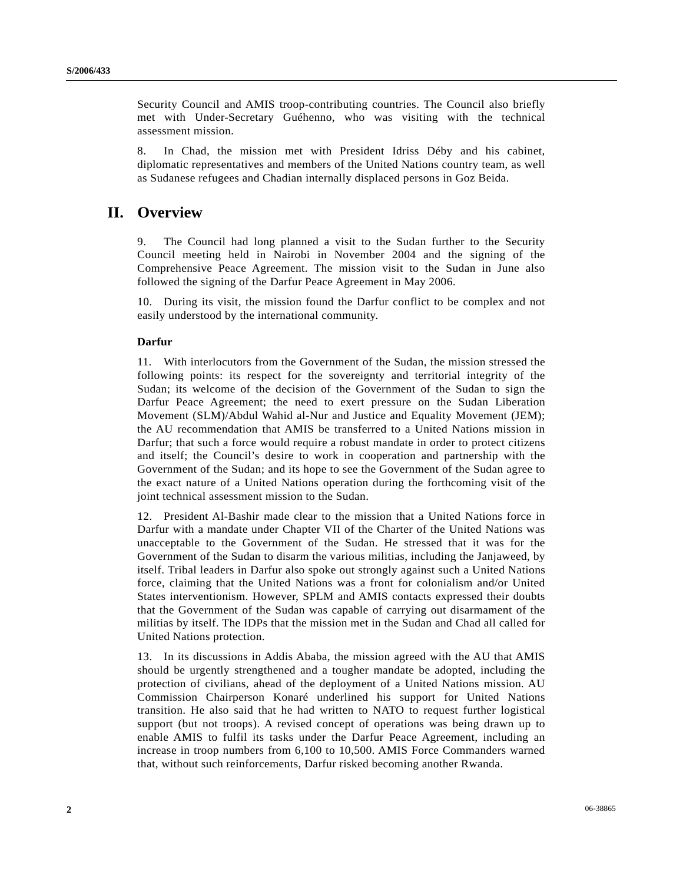Security Council and AMIS troop-contributing countries. The Council also briefly met with Under-Secretary Guéhenno, who was visiting with the technical assessment mission.

8. In Chad, the mission met with President Idriss Déby and his cabinet, diplomatic representatives and members of the United Nations country team, as well as Sudanese refugees and Chadian internally displaced persons in Goz Beida.

# II. Overview

9. The Council had long planned a visit to the Sudan further to the Security Council meeting held in Nairobi in November 2004 and the signing of the Comprehensive Peace Agreement. The mission visit to the Sudan in June also followed the signing of the Darfur Peace Agreement in May 2006.

10. During its visit, the mission found the Darfur conflict to be complex and not easily understood by the international community.

**Darfur**

11. With interlocutors from the Government of the Sudan, the mission stressed the following points: its respect for the sovereignty and territorial integrity of the Sudan; its welcome of the decision of the Government of the Sudan to sign the Darfur Peace Agreement; the need to exert pressure on the Sudan Liberation Movement (SLM)/Abdul Wahid al-Nur and Justice and Equality Movement (JEM); the AU recommendation that AMIS be transferred to a United Nations mission in Darfur; that such a force would require a robust mandate in order to protect citizens and itself; the Council's desire to work in cooperation and partnership with the Government of the Sudan; and its hope to see the Government of the Sudan agree to the exact nature of a United Nations operation during the forthcoming visit of the joint technical assessment mission to the Sudan.

12. President Al-Bashir made clear to the mission that a United Nations force in Darfur with a mandate under Chapter VII of the Charter of the United Nations was unacceptable to the Government of the Sudan. He stressed that it was for the Government of the Sudan to disarm the various militias, including the Janjaweed, by itself. Tribal leaders in Darfur also spoke out strongly against such a United Nations force, claiming that the United Nations was a front for colonialism and/or United States interventionism. However, SPLM and AMIS contacts expressed their doubts that the Government of the Sudan was capable of carrying out disarmament of the militias by itself. The IDPs that the mission met in the Sudan and Chad all called for United Nations protection.

13. In its discussions in Addis Ababa, the mission agreed with the AU that AMIS should be urgently strengthened and a tougher mandate be adopted, including the protection of civilians, ahead of the deployment of a United Nations mission. AU Commission Chairperson Konaré underlined his support for United Nations transition. He also said that he had written to NATO to request further logistical support (but not troops). A revised concept of operations was being drawn up to enable AMIS to fulfil its tasks under the Darfur Peace Agreement, including an increase in troop numbers from 6,100 to 10,500. AMIS Force Commanders warned that, without such reinforcements, Darfur risked becoming another Rwanda.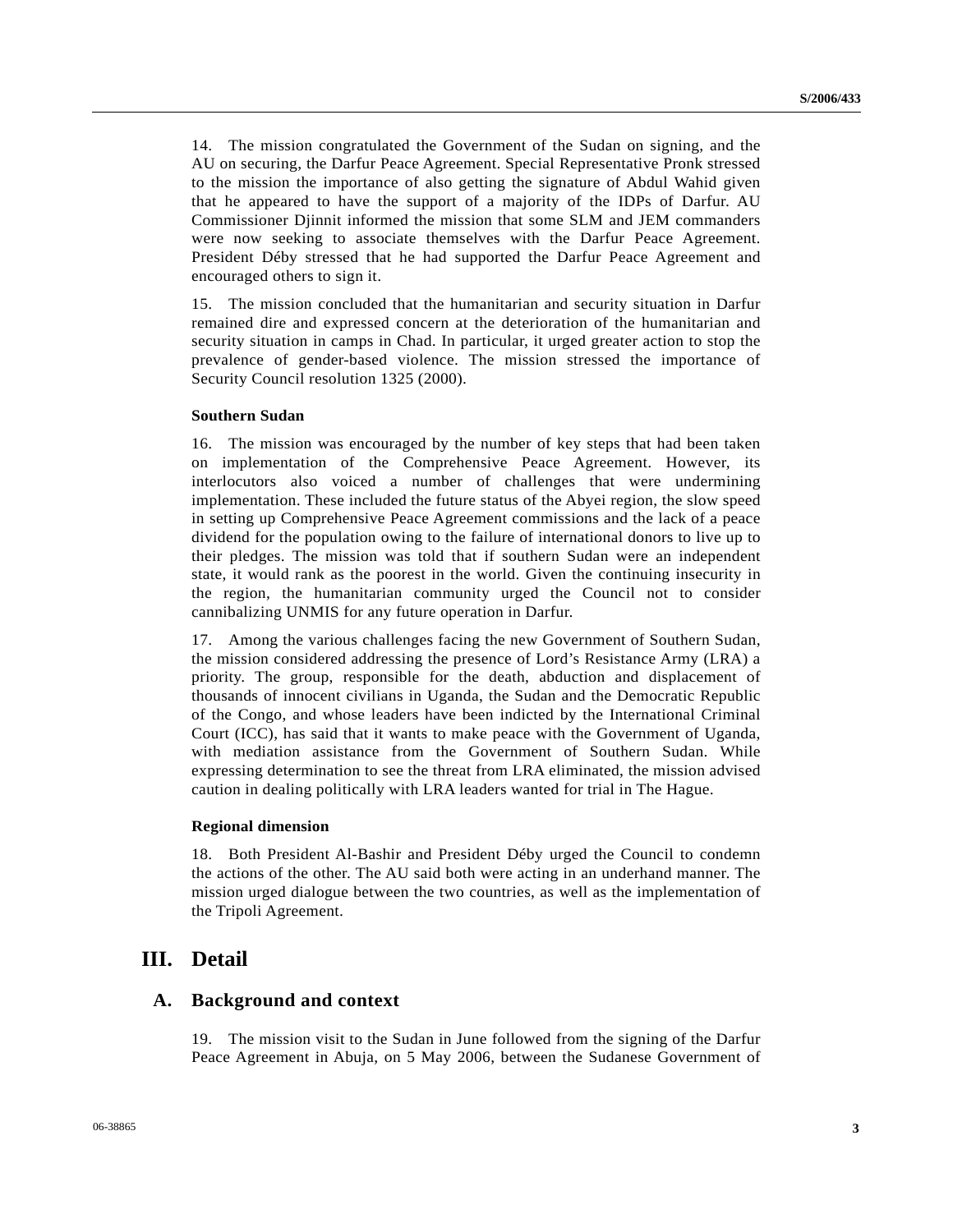14. The mission congratulated the Government of the Sudan on signing, and the AU on securing, the Darfur Peace Agreement. Special Representative Pronk stressed to the mission the importance of also getting the signature of Abdul Wahid given that he appeared to have the support of a majority of the IDPs of Darfur. AU Commissioner Djinnit informed the mission that some SLM and JEM commanders were now seeking to associate themselves with the Darfur Peace Agreement. President Déby stressed that he had supported the Darfur Peace Agreement and encouraged others to sign it.

15. The mission concluded that the humanitarian and security situation in Darfur remained dire and expressed concern at the deterioration of the humanitarian and security situation in camps in Chad. In particular, it urged greater action to stop the prevalence of gender-based violence. The mission stressed the importance of Security Council resolution 1325 (2000).

#### Southern Sudan

16. The mission was encouraged by the number of key steps that had been taken on implementation of the Comprehensive Peace Agreement. However, its interlocutors also voiced a number of challenges that were undermining implementation. These included the future status of the Abyei region, the slow speed in setting up Comprehensive Peace Agreement commissions and the lack of a peace dividend for the population owing to the failure of international donors to live up to their pledges. The mission was told that if southern Sudan were an independent state, it would rank as the poorest in the world. Given the continuing insecurity in the region, the humanitarian community urged the Council not to consider cannibalizing UNMIS for any future operation in Darfur.

17. Among the various challenges facing the new Government of Southern Sudan, the mission considered addressing the presence of Lord's Resistance Army (LRA) a priority. The group, responsible for the death, abduction and displacement of thousands of innocent civilians in Uganda, the Sudan and the Democratic Republic of the Congo, and whose leaders have been indicted by the International Criminal Court (ICC), has said that it wants to make peace with the Government of Uganda, with mediation assistance from the Government of Southern Sudan. While expressing determination to see the threat from LRA eliminated, the mission advised caution in dealing politically with LRA leaders wanted for trial in The Hague.

#### Regional dimension

18. Both President Al-Bashir and President Déby urged the Council to condemn the actions of the other. The AU said both were acting in an underhand manner. The mission urged dialogue between the two countries, as well as the implementation of the Tripoli Agreement.

# III. Detail

## A. Background and context

19. The mission visit to the Sudan in June followed from the signing of the Darfur Peace Agreement in Abuja, on 5 May 2006, between the Sudanese Government of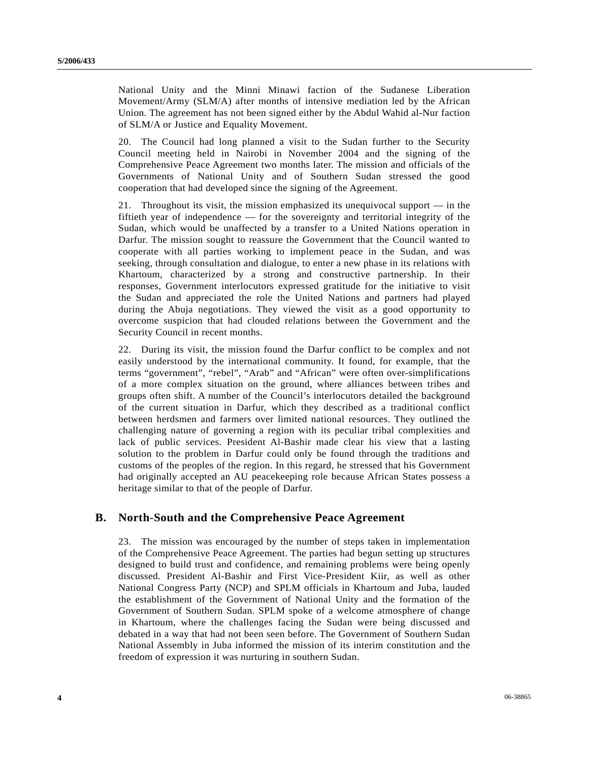National Unity and the Minni Minawi faction of the Sudanese Liberation Movement/Army (SLM/A) after months of intensive mediation led by the African Union. The agreement has not been signed either by the Abdul Wahid al-Nur faction of SLM/A or Justice and Equality Movement.

20. The Council had long planned a visit to the Sudan further to the Security Council meeting held in Nairobi in November 2004 and the signing of the Comprehensive Peace Agreement two months later. The mission and officials of the Governments of National Unity and of Southern Sudan stressed the good cooperation that had developed since the signing of the Agreement.

21. Throughout its visit, the mission emphasized its unequivocal support — in the fiftieth year of independence — for the sovereignty and territorial integrity of the Sudan, which would be unaffected by a transfer to a United Nations operation in Darfur. The mission sought to reassure the Government that the Council wanted to cooperate with all parties working to implement peace in the Sudan, and was seeking, through consultation and dialogue, to enter a new phase in its relations with Khartoum, characterized by a strong and constructive partnership. In their responses, Government interlocutors expressed gratitude for the initiative to visit the Sudan and appreciated the role the United Nations and partners had played during the Abuja negotiations. They viewed the visit as a good opportunity to overcome suspicion that had clouded relations between the Government and the Security Council in recent months.

22. During its visit, the mission found the Darfur conflict to be complex and not easily understood by the international community. It found, for example, that the terms "government", "rebel", "Arab" and "African" were often over-simplifications of a more complex situation on the ground, where alliances between tribes and groups often shift. A number of the Council's interlocutors detailed the background of the current situation in Darfur, which they described as a traditional conflict between herdsmen and farmers over limited national resources. They outlined the challenging nature of governing a region with its peculiar tribal complexities and lack of public services. President Al-Bashir made clear his view that a lasting solution to the problem in Darfur could only be found through the traditions and customs of the peoples of the region. In this regard, he stressed that his Government had originally accepted an AU peacekeeping role because African States possess a heritage similar to that of the people of Darfur.

## B. North-South and the Comprehensive Peace Agreement

23. The mission was encouraged by the number of steps taken in implementation of the Comprehensive Peace Agreement. The parties had begun setting up structures designed to build trust and confidence, and remaining problems were being openly discussed. President Al-Bashir and First Vice-President Kiir, as well as other National Congress Party (NCP) and SPLM officials in Khartoum and Juba, lauded the establishment of the Government of National Unity and the formation of the Government of Southern Sudan. SPLM spoke of a welcome atmosphere of change in Khartoum, where the challenges facing the Sudan were being discussed and debated in a way that had not been seen before. The Government of Southern Sudan National Assembly in Juba informed the mission of its interim constitution and the freedom of expression it was nurturing in southern Sudan.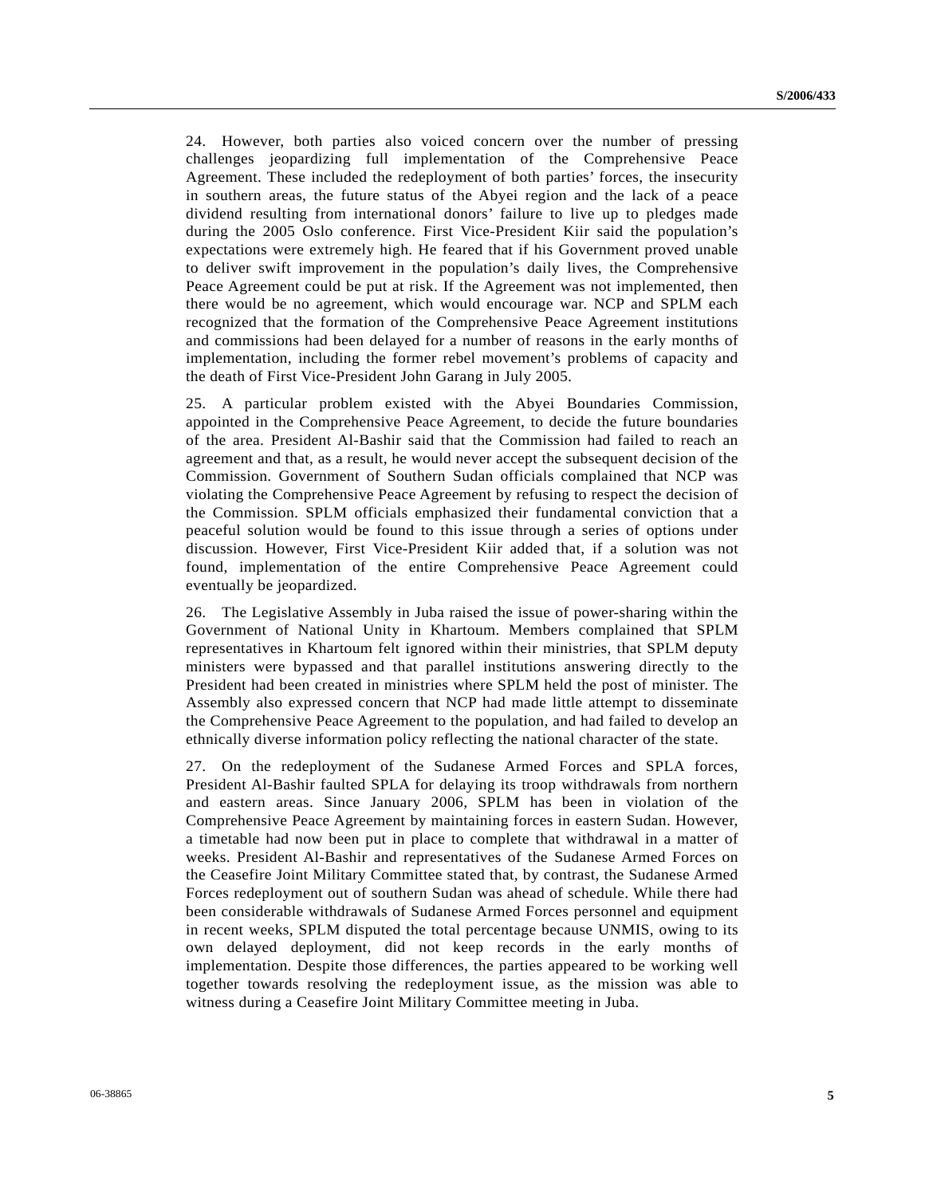24. However, both parties also voiced concern over the number of pressing challenges jeopardizing full implementation of the Comprehensive Peace Agreement. These included the redeployment of both parties' forces, the insecurity in southern areas, the future status of the Abyei region and the lack of a peace dividend resulting from international donors' failure to live up to pledges made during the 2005 Oslo conference. First Vice-President Kiir said the population's expectations were extremely high. He feared that if his Government proved unable to deliver swift improvement in the population's daily lives, the Comprehensive Peace Agreement could be put at risk. If the Agreement was not implemented, then there would be no agreement, which would encourage war. NCP and SPLM each recognized that the formation of the Comprehensive Peace Agreement institutions and commissions had been delayed for a number of reasons in the early months of implementation, including the former rebel movement's problems of capacity and the death of First Vice-President John Garang in July 2005.

25. A particular problem existed with the Abyei Boundaries Commission, appointed in the Comprehensive Peace Agreement, to decide the future boundaries of the area. President Al-Bashir said that the Commission had failed to reach an agreement and that, as a result, he would never accept the subsequent decision of the Commission. Government of Southern Sudan officials complained that NCP was violating the Comprehensive Peace Agreement by refusing to respect the decision of the Commission. SPLM officials emphasized their fundamental conviction that a peaceful solution would be found to this issue through a series of options under discussion. However, First Vice-President Kiir added that, if a solution was not found, implementation of the entire Comprehensive Peace Agreement could eventually be jeopardized.

26. The Legislative Assembly in Juba raised the issue of power-sharing within the Government of National Unity in Khartoum. Members complained that SPLM representatives in Khartoum felt ignored within their ministries, that SPLM deputy ministers were bypassed and that parallel institutions answering directly to the President had been created in ministries where SPLM held the post of minister. The Assembly also expressed concern that NCP had made little attempt to disseminate the Comprehensive Peace Agreement to the population, and had failed to develop an ethnically diverse information policy reflecting the national character of the state.

27. On the redeployment of the Sudanese Armed Forces and SPLA forces, President Al-Bashir faulted SPLA for delaying its troop withdrawals from northern and eastern areas. Since January 2006, SPLM has been in violation of the Comprehensive Peace Agreement by maintaining forces in eastern Sudan. However, a timetable had now been put in place to complete that withdrawal in a matter of weeks. President Al-Bashir and representatives of the Sudanese Armed Forces on the Ceasefire Joint Military Committee stated that, by contrast, the Sudanese Armed Forces redeployment out of southern Sudan was ahead of schedule. While there had been considerable withdrawals of Sudanese Armed Forces personnel and equipment in recent weeks, SPLM disputed the total percentage because UNMIS, owing to its own delayed deployment, did not keep records in the early months of implementation. Despite those differences, the parties appeared to be working well together towards resolving the redeployment issue, as the mission was able to witness during a Ceasefire Joint Military Committee meeting in Juba.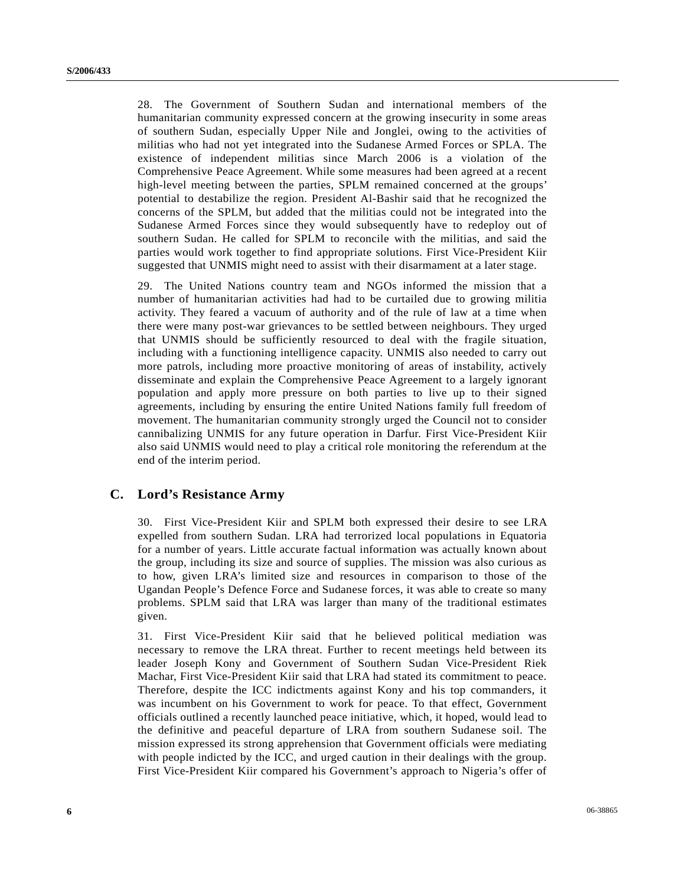28. The Government of Southern Sudan and international members of the humanitarian community expressed concern at the growing insecurity in some areas of southern Sudan, especially Upper Nile and Jonglei, owing to the activities of militias who had not yet integrated into the Sudanese Armed Forces or SPLA. The existence of independent militias since March 2006 is a violation of the Comprehensive Peace Agreement. While some measures had been agreed at a recent high-level meeting between the parties, SPLM remained concerned at the groups' potential to destabilize the region. President Al-Bashir said that he recognized the concerns of the SPLM, but added that the militias could not be integrated into the Sudanese Armed Forces since they would subsequently have to redeploy out of southern Sudan. He called for SPLM to reconcile with the militias, and said the parties would work together to find appropriate solutions. First Vice-President Kiir suggested that UNMIS might need to assist with their disarmament at a later stage.

29. The United Nations country team and NGOs informed the mission that a number of humanitarian activities had had to be curtailed due to growing militia activity. They feared a vacuum of authority and of the rule of law at a time when there were many post-war grievances to be settled between neighbours. They urged that UNMIS should be sufficiently resourced to deal with the fragile situation, including with a functioning intelligence capacity. UNMIS also needed to carry out more patrols, including more proactive monitoring of areas of instability, actively disseminate and explain the Comprehensive Peace Agreement to a largely ignorant population and apply more pressure on both parties to live up to their signed agreements, including by ensuring the entire United Nations family full freedom of movement. The humanitarian community strongly urged the Council not to consider cannibalizing UNMIS for any future operation in Darfur. First Vice-President Kiir also said UNMIS would need to play a critical role monitoring the referendum at the end of the interim period.

## C. Lord's Resistance Army

30. First Vice-President Kiir and SPLM both expressed their desire to see LRA expelled from southern Sudan. LRA had terrorized local populations in Equatoria for a number of years. Little accurate factual information was actually known about the group, including its size and source of supplies. The mission was also curious as to how, given LRA's limited size and resources in comparison to those of the Ugandan People's Defence Force and Sudanese forces, it was able to create so many problems. SPLM said that LRA was larger than many of the traditional estimates given.

31. First Vice-President Kiir said that he believed political mediation was necessary to remove the LRA threat. Further to recent meetings held between its leader Joseph Kony and Government of Southern Sudan Vice-President Riek Machar, First Vice-President Kiir said that LRA had stated its commitment to peace. Therefore, despite the ICC indictments against Kony and his top commanders, it was incumbent on his Government to work for peace. To that effect, Government officials outlined a recently launched peace initiative, which, it hoped, would lead to the definitive and peaceful departure of LRA from southern Sudanese soil. The mission expressed its strong apprehension that Government officials were mediating with people indicted by the ICC, and urged caution in their dealings with the group. First Vice-President Kiir compared his Government's approach to Nigeria's offer of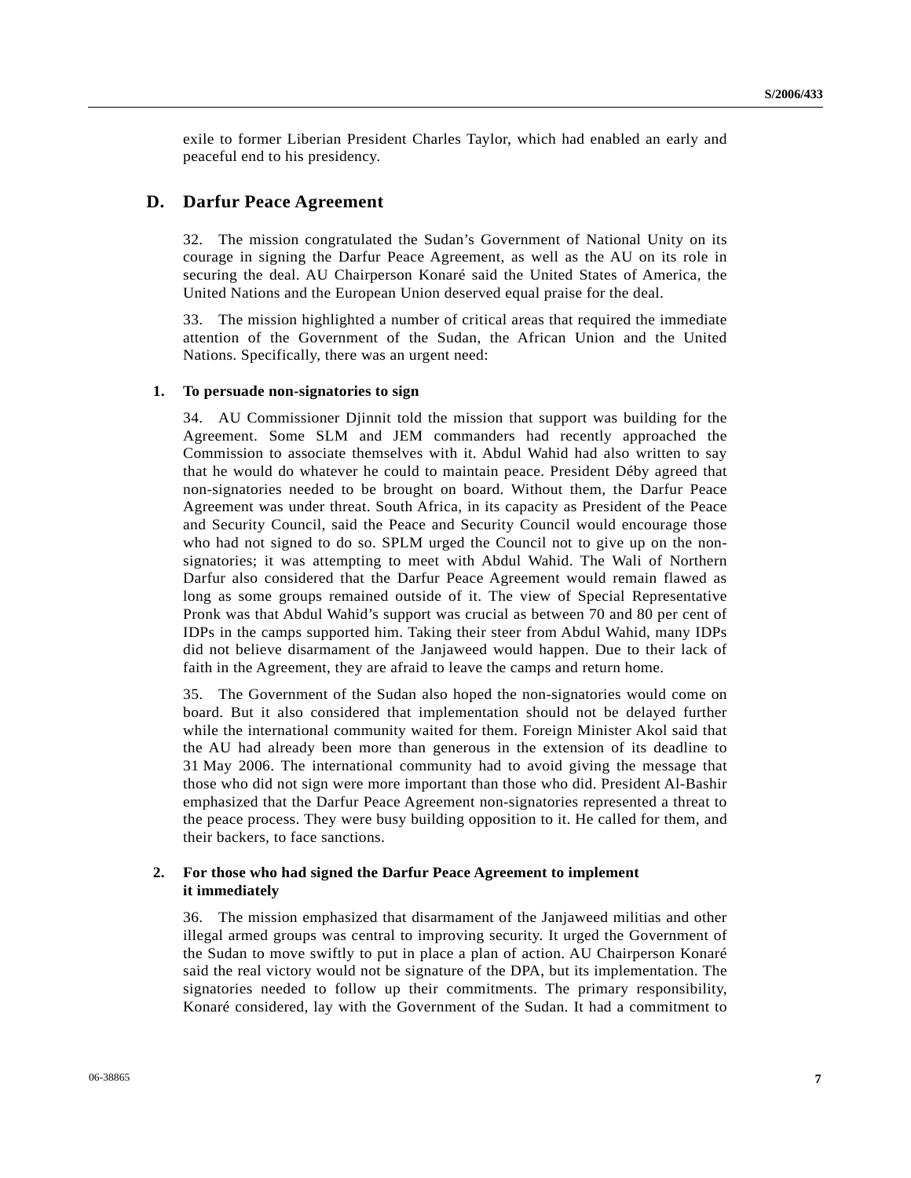exile to former Liberian President Charles Taylor, which had enabled an early and peaceful end to his presidency.

## D. Darfur Peace Agreement

32. The mission congratulated the Sudan's Government of National Unity on its courage in signing the Darfur Peace Agreement, as well as the AU on its role in securing the deal. AU Chairperson Konaré said the United States of America, the United Nations and the European Union deserved equal praise for the deal.

33. The mission highlighted a number of critical areas that required the immediate attention of the Government of the Sudan, the African Union and the United Nations. Specifically, there was an urgent need:

### 1. To persuade non-signatories to sign

34. AU Commissioner Djinnit told the mission that support was building for the Agreement. Some SLM and JEM commanders had recently approached the Commission to associate themselves with it. Abdul Wahid had also written to say that he would do whatever he could to maintain peace. President Déby agreed that non-signatories needed to be brought on board. Without them, the Darfur Peace Agreement was under threat. South Africa, in its capacity as President of the Peace and Security Council, said the Peace and Security Council would encourage those who had not signed to do so. SPLM urged the Council not to give up on the non-signatories; it was attempting to meet with Abdul Wahid. The Wali of Northern Darfur also considered that the Darfur Peace Agreement would remain flawed as long as some groups remained outside of it. The view of Special Representative Pronk was that Abdul Wahid's support was crucial as between 70 and 80 per cent of IDPs in the camps supported him. Taking their steer from Abdul Wahid, many IDPs did not believe disarmament of the Janjaweed would happen. Due to their lack of faith in the Agreement, they are afraid to leave the camps and return home.

35. The Government of the Sudan also hoped the non-signatories would come on board. But it also considered that implementation should not be delayed further while the international community waited for them. Foreign Minister Akol said that the AU had already been more than generous in the extension of its deadline to 31 May 2006. The international community had to avoid giving the message that those who did not sign were more important than those who did. President Al-Bashir emphasized that the Darfur Peace Agreement non-signatories represented a threat to the peace process. They were busy building opposition to it. He called for them, and their backers, to face sanctions.

### 2. For those who had signed the Darfur Peace Agreement to implement it immediately

36. The mission emphasized that disarmament of the Janjaweed militias and other illegal armed groups was central to improving security. It urged the Government of the Sudan to move swiftly to put in place a plan of action. AU Chairperson Konaré said the real victory would not be signature of the DPA, but its implementation. The signatories needed to follow up their commitments. The primary responsibility, Konaré considered, lay with the Government of the Sudan. It had a commitment to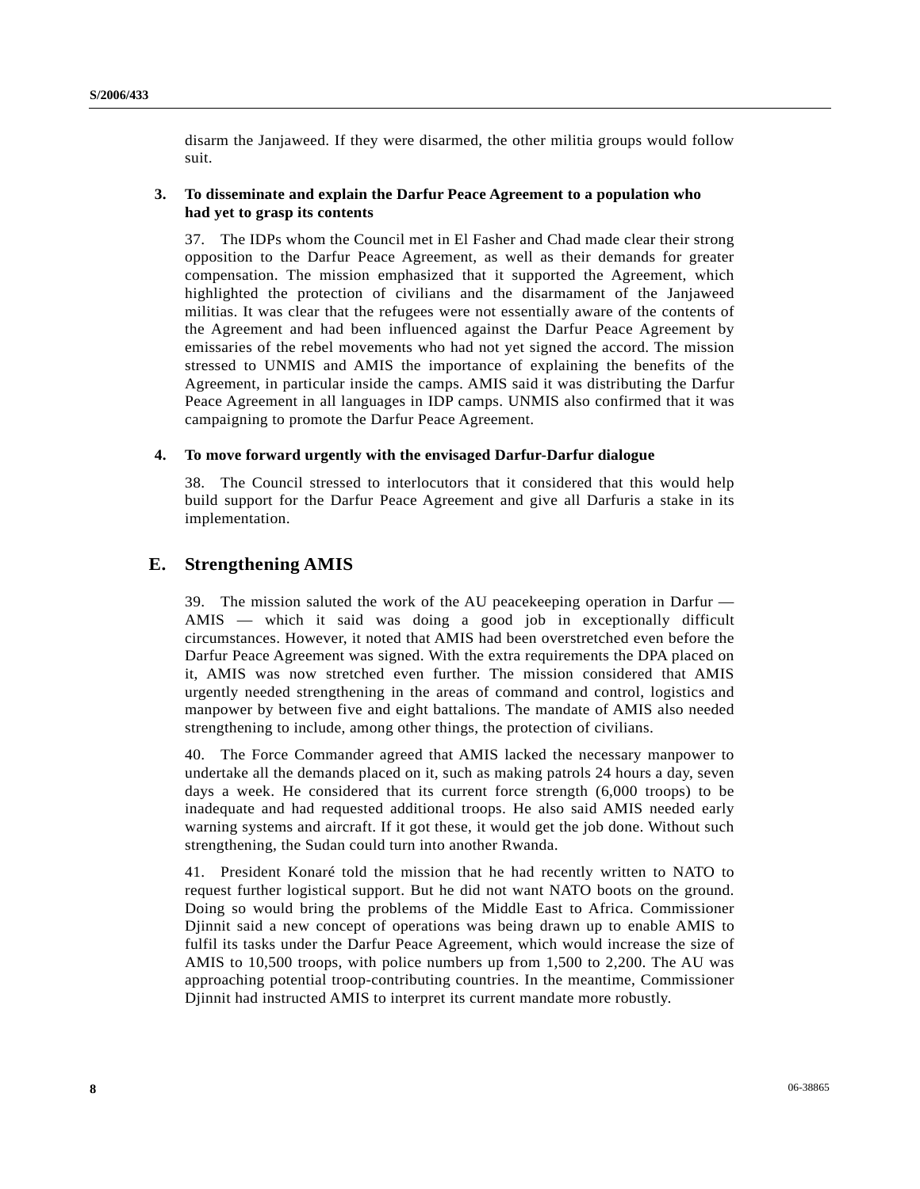disarm the Janjaweed. If they were disarmed, the other militia groups would follow suit.

### 3. To disseminate and explain the Darfur Peace Agreement to a population who had yet to grasp its contents

37. The IDPs whom the Council met in El Fasher and Chad made clear their strong opposition to the Darfur Peace Agreement, as well as their demands for greater compensation. The mission emphasized that it supported the Agreement, which highlighted the protection of civilians and the disarmament of the Janjaweed militias. It was clear that the refugees were not essentially aware of the contents of the Agreement and had been influenced against the Darfur Peace Agreement by emissaries of the rebel movements who had not yet signed the accord. The mission stressed to UNMIS and AMIS the importance of explaining the benefits of the Agreement, in particular inside the camps. AMIS said it was distributing the Darfur Peace Agreement in all languages in IDP camps. UNMIS also confirmed that it was campaigning to promote the Darfur Peace Agreement.

### 4. To move forward urgently with the envisaged Darfur-Darfur dialogue

38. The Council stressed to interlocutors that it considered that this would help build support for the Darfur Peace Agreement and give all Darfuris a stake in its implementation.

## E. Strengthening AMIS

39. The mission saluted the work of the AU peacekeeping operation in Darfur — AMIS — which it said was doing a good job in exceptionally difficult circumstances. However, it noted that AMIS had been overstretched even before the Darfur Peace Agreement was signed. With the extra requirements the DPA placed on it, AMIS was now stretched even further. The mission considered that AMIS urgently needed strengthening in the areas of command and control, logistics and manpower by between five and eight battalions. The mandate of AMIS also needed strengthening to include, among other things, the protection of civilians.

40. The Force Commander agreed that AMIS lacked the necessary manpower to undertake all the demands placed on it, such as making patrols 24 hours a day, seven days a week. He considered that its current force strength (6,000 troops) to be inadequate and had requested additional troops. He also said AMIS needed early warning systems and aircraft. If it got these, it would get the job done. Without such strengthening, the Sudan could turn into another Rwanda.

41. President Konaré told the mission that he had recently written to NATO to request further logistical support. But he did not want NATO boots on the ground. Doing so would bring the problems of the Middle East to Africa. Commissioner Djinnit said a new concept of operations was being drawn up to enable AMIS to fulfil its tasks under the Darfur Peace Agreement, which would increase the size of AMIS to 10,500 troops, with police numbers up from 1,500 to 2,200. The AU was approaching potential troop-contributing countries. In the meantime, Commissioner Djinnit had instructed AMIS to interpret its current mandate more robustly.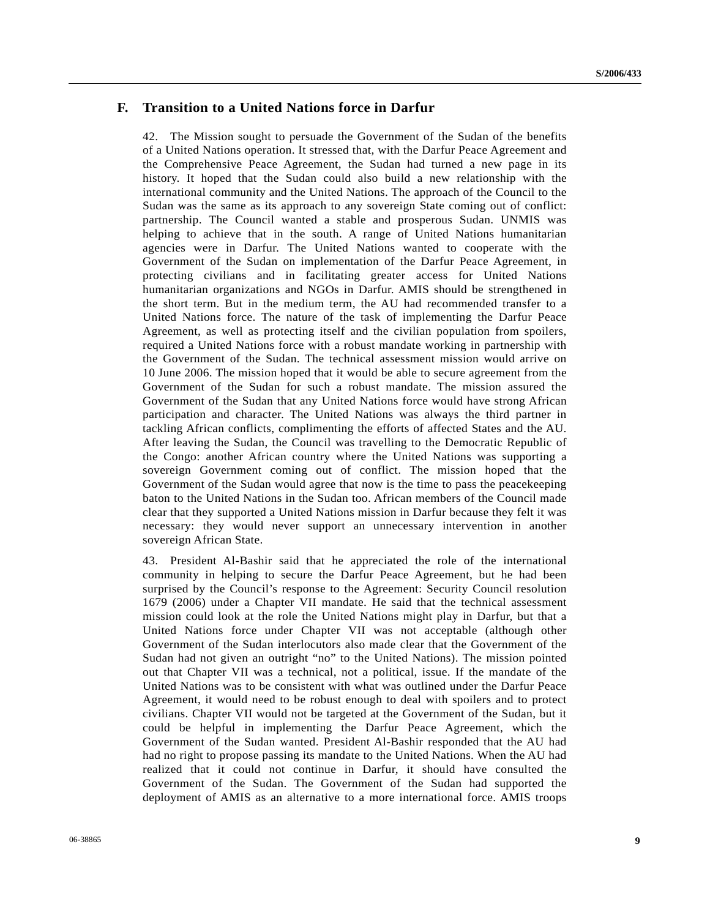## F. Transition to a United Nations force in Darfur

42. The Mission sought to persuade the Government of the Sudan of the benefits of a United Nations operation. It stressed that, with the Darfur Peace Agreement and the Comprehensive Peace Agreement, the Sudan had turned a new page in its history. It hoped that the Sudan could also build a new relationship with the international community and the United Nations. The approach of the Council to the Sudan was the same as its approach to any sovereign State coming out of conflict: partnership. The Council wanted a stable and prosperous Sudan. UNMIS was helping to achieve that in the south. A range of United Nations humanitarian agencies were in Darfur. The United Nations wanted to cooperate with the Government of the Sudan on implementation of the Darfur Peace Agreement, in protecting civilians and in facilitating greater access for United Nations humanitarian organizations and NGOs in Darfur. AMIS should be strengthened in the short term. But in the medium term, the AU had recommended transfer to a United Nations force. The nature of the task of implementing the Darfur Peace Agreement, as well as protecting itself and the civilian population from spoilers, required a United Nations force with a robust mandate working in partnership with the Government of the Sudan. The technical assessment mission would arrive on 10 June 2006. The mission hoped that it would be able to secure agreement from the Government of the Sudan for such a robust mandate. The mission assured the Government of the Sudan that any United Nations force would have strong African participation and character. The United Nations was always the third partner in tackling African conflicts, complimenting the efforts of affected States and the AU. After leaving the Sudan, the Council was travelling to the Democratic Republic of the Congo: another African country where the United Nations was supporting a sovereign Government coming out of conflict. The mission hoped that the Government of the Sudan would agree that now is the time to pass the peacekeeping baton to the United Nations in the Sudan too. African members of the Council made clear that they supported a United Nations mission in Darfur because they felt it was necessary: they would never support an unnecessary intervention in another sovereign African State.

43. President Al-Bashir said that he appreciated the role of the international community in helping to secure the Darfur Peace Agreement, but he had been surprised by the Council's response to the Agreement: Security Council resolution 1679 (2006) under a Chapter VII mandate. He said that the technical assessment mission could look at the role the United Nations might play in Darfur, but that a United Nations force under Chapter VII was not acceptable (although other Government of the Sudan interlocutors also made clear that the Government of the Sudan had not given an outright "no" to the United Nations). The mission pointed out that Chapter VII was a technical, not a political, issue. If the mandate of the United Nations was to be consistent with what was outlined under the Darfur Peace Agreement, it would need to be robust enough to deal with spoilers and to protect civilians. Chapter VII would not be targeted at the Government of the Sudan, but it could be helpful in implementing the Darfur Peace Agreement, which the Government of the Sudan wanted. President Al-Bashir responded that the AU had had no right to propose passing its mandate to the United Nations. When the AU had realized that it could not continue in Darfur, it should have consulted the Government of the Sudan. The Government of the Sudan had supported the deployment of AMIS as an alternative to a more international force. AMIS troops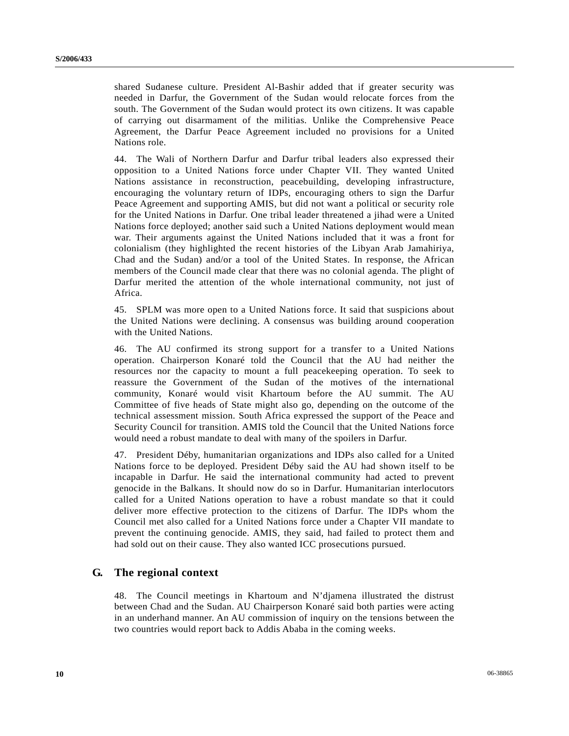shared Sudanese culture. President Al-Bashir added that if greater security was needed in Darfur, the Government of the Sudan would relocate forces from the south. The Government of the Sudan would protect its own citizens. It was capable of carrying out disarmament of the militias. Unlike the Comprehensive Peace Agreement, the Darfur Peace Agreement included no provisions for a United Nations role.

44. The Wali of Northern Darfur and Darfur tribal leaders also expressed their opposition to a United Nations force under Chapter VII. They wanted United Nations assistance in reconstruction, peacebuilding, developing infrastructure, encouraging the voluntary return of IDPs, encouraging others to sign the Darfur Peace Agreement and supporting AMIS, but did not want a political or security role for the United Nations in Darfur. One tribal leader threatened a jihad were a United Nations force deployed; another said such a United Nations deployment would mean war. Their arguments against the United Nations included that it was a front for colonialism (they highlighted the recent histories of the Libyan Arab Jamahiriya, Chad and the Sudan) and/or a tool of the United States. In response, the African members of the Council made clear that there was no colonial agenda. The plight of Darfur merited the attention of the whole international community, not just of Africa.

45. SPLM was more open to a United Nations force. It said that suspicions about the United Nations were declining. A consensus was building around cooperation with the United Nations.

46. The AU confirmed its strong support for a transfer to a United Nations operation. Chairperson Konaré told the Council that the AU had neither the resources nor the capacity to mount a full peacekeeping operation. To seek to reassure the Government of the Sudan of the motives of the international community, Konaré would visit Khartoum before the AU summit. The AU Committee of five heads of State might also go, depending on the outcome of the technical assessment mission. South Africa expressed the support of the Peace and Security Council for transition. AMIS told the Council that the United Nations force would need a robust mandate to deal with many of the spoilers in Darfur.

47. President Déby, humanitarian organizations and IDPs also called for a United Nations force to be deployed. President Déby said the AU had shown itself to be incapable in Darfur. He said the international community had acted to prevent genocide in the Balkans. It should now do so in Darfur. Humanitarian interlocutors called for a United Nations operation to have a robust mandate so that it could deliver more effective protection to the citizens of Darfur. The IDPs whom the Council met also called for a United Nations force under a Chapter VII mandate to prevent the continuing genocide. AMIS, they said, had failed to protect them and had sold out on their cause. They also wanted ICC prosecutions pursued.

## G. The regional context

48. The Council meetings in Khartoum and N'djamena illustrated the distrust between Chad and the Sudan. AU Chairperson Konaré said both parties were acting in an underhand manner. An AU commission of inquiry on the tensions between the two countries would report back to Addis Ababa in the coming weeks.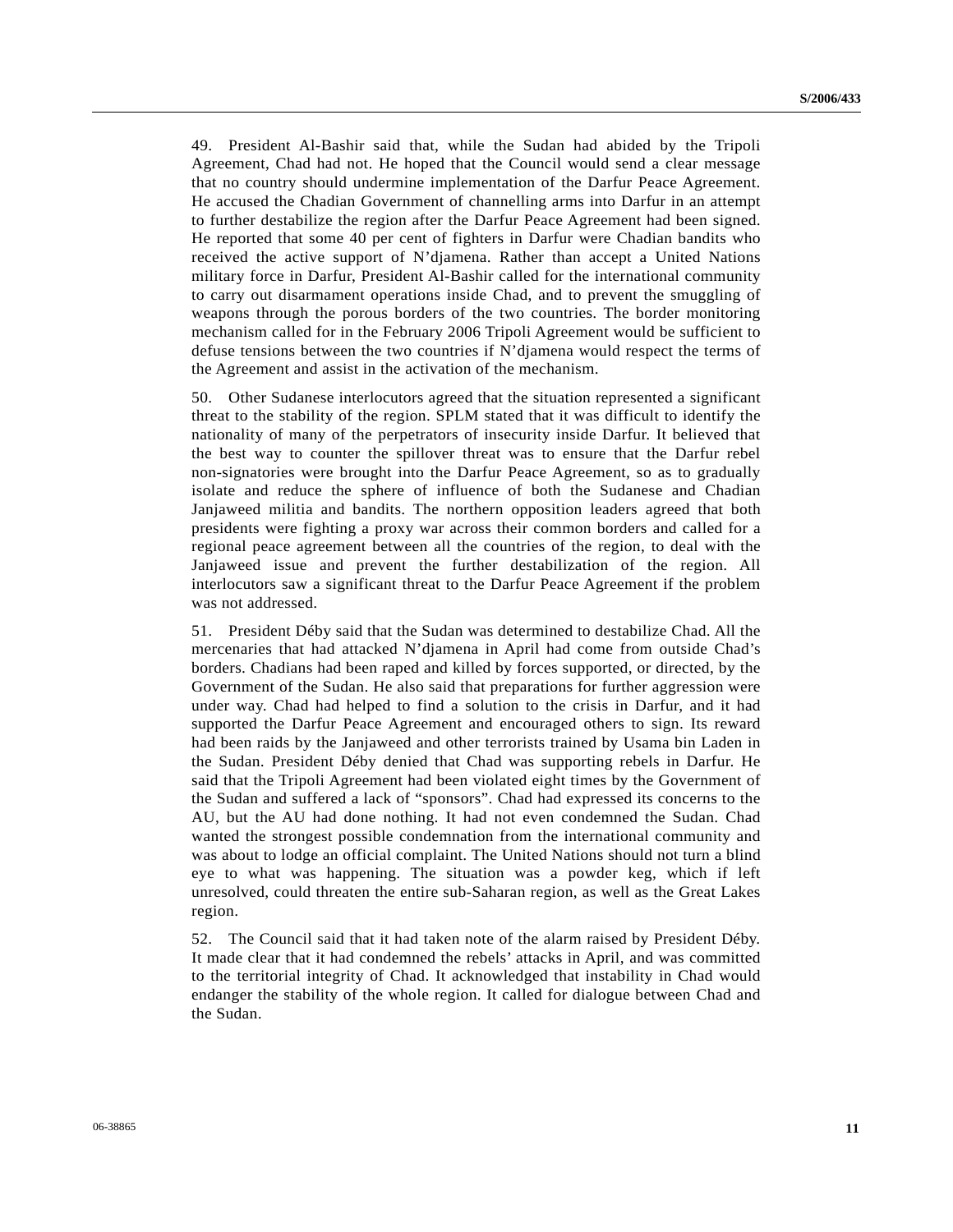49. President Al-Bashir said that, while the Sudan had abided by the Tripoli Agreement, Chad had not. He hoped that the Council would send a clear message that no country should undermine implementation of the Darfur Peace Agreement. He accused the Chadian Government of channelling arms into Darfur in an attempt to further destabilize the region after the Darfur Peace Agreement had been signed. He reported that some 40 per cent of fighters in Darfur were Chadian bandits who received the active support of N'djamena. Rather than accept a United Nations military force in Darfur, President Al-Bashir called for the international community to carry out disarmament operations inside Chad, and to prevent the smuggling of weapons through the porous borders of the two countries. The border monitoring mechanism called for in the February 2006 Tripoli Agreement would be sufficient to defuse tensions between the two countries if N'djamena would respect the terms of the Agreement and assist in the activation of the mechanism.

50. Other Sudanese interlocutors agreed that the situation represented a significant threat to the stability of the region. SPLM stated that it was difficult to identify the nationality of many of the perpetrators of insecurity inside Darfur. It believed that the best way to counter the spillover threat was to ensure that the Darfur rebel non-signatories were brought into the Darfur Peace Agreement, so as to gradually isolate and reduce the sphere of influence of both the Sudanese and Chadian Janjaweed militia and bandits. The northern opposition leaders agreed that both presidents were fighting a proxy war across their common borders and called for a regional peace agreement between all the countries of the region, to deal with the Janjaweed issue and prevent the further destabilization of the region. All interlocutors saw a significant threat to the Darfur Peace Agreement if the problem was not addressed.

51. President Déby said that the Sudan was determined to destabilize Chad. All the mercenaries that had attacked N'djamena in April had come from outside Chad's borders. Chadians had been raped and killed by forces supported, or directed, by the Government of the Sudan. He also said that preparations for further aggression were under way. Chad had helped to find a solution to the crisis in Darfur, and it had supported the Darfur Peace Agreement and encouraged others to sign. Its reward had been raids by the Janjaweed and other terrorists trained by Usama bin Laden in the Sudan. President Déby denied that Chad was supporting rebels in Darfur. He said that the Tripoli Agreement had been violated eight times by the Government of the Sudan and suffered a lack of "sponsors". Chad had expressed its concerns to the AU, but the AU had done nothing. It had not even condemned the Sudan. Chad wanted the strongest possible condemnation from the international community and was about to lodge an official complaint. The United Nations should not turn a blind eye to what was happening. The situation was a powder keg, which if left unresolved, could threaten the entire sub-Saharan region, as well as the Great Lakes region.

52. The Council said that it had taken note of the alarm raised by President Déby. It made clear that it had condemned the rebels' attacks in April, and was committed to the territorial integrity of Chad. It acknowledged that instability in Chad would endanger the stability of the whole region. It called for dialogue between Chad and the Sudan.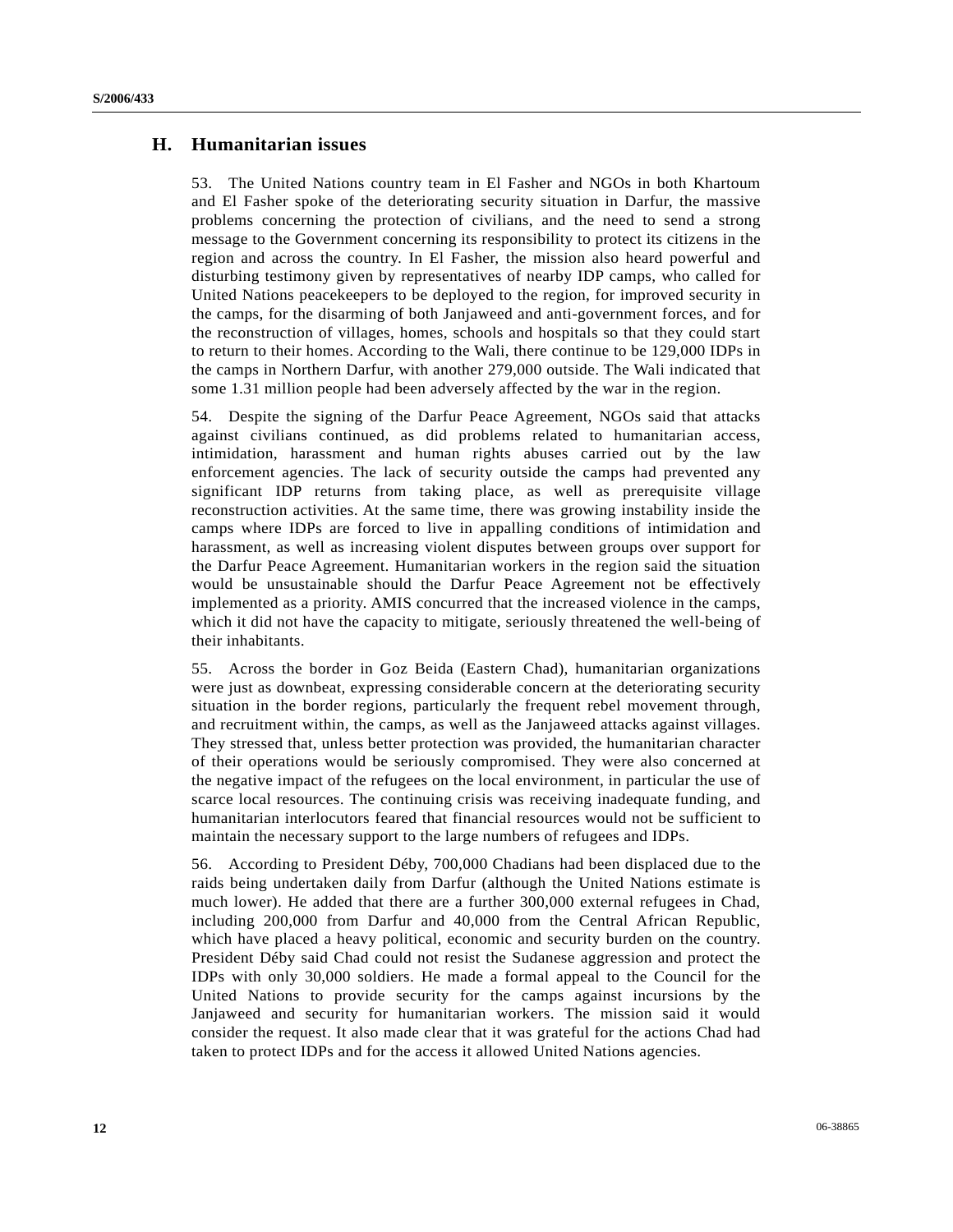## H. Humanitarian issues

53. The United Nations country team in El Fasher and NGOs in both Khartoum and El Fasher spoke of the deteriorating security situation in Darfur, the massive problems concerning the protection of civilians, and the need to send a strong message to the Government concerning its responsibility to protect its citizens in the region and across the country. In El Fasher, the mission also heard powerful and disturbing testimony given by representatives of nearby IDP camps, who called for United Nations peacekeepers to be deployed to the region, for improved security in the camps, for the disarming of both Janjaweed and anti-government forces, and for the reconstruction of villages, homes, schools and hospitals so that they could start to return to their homes. According to the Wali, there continue to be 129,000 IDPs in the camps in Northern Darfur, with another 279,000 outside. The Wali indicated that some 1.31 million people had been adversely affected by the war in the region.

54. Despite the signing of the Darfur Peace Agreement, NGOs said that attacks against civilians continued, as did problems related to humanitarian access, intimidation, harassment and human rights abuses carried out by the law enforcement agencies. The lack of security outside the camps had prevented any significant IDP returns from taking place, as well as prerequisite village reconstruction activities. At the same time, there was growing instability inside the camps where IDPs are forced to live in appalling conditions of intimidation and harassment, as well as increasing violent disputes between groups over support for the Darfur Peace Agreement. Humanitarian workers in the region said the situation would be unsustainable should the Darfur Peace Agreement not be effectively implemented as a priority. AMIS concurred that the increased violence in the camps, which it did not have the capacity to mitigate, seriously threatened the well-being of their inhabitants.

55. Across the border in Goz Beida (Eastern Chad), humanitarian organizations were just as downbeat, expressing considerable concern at the deteriorating security situation in the border regions, particularly the frequent rebel movement through, and recruitment within, the camps, as well as the Janjaweed attacks against villages. They stressed that, unless better protection was provided, the humanitarian character of their operations would be seriously compromised. They were also concerned at the negative impact of the refugees on the local environment, in particular the use of scarce local resources. The continuing crisis was receiving inadequate funding, and humanitarian interlocutors feared that financial resources would not be sufficient to maintain the necessary support to the large numbers of refugees and IDPs.

56. According to President Déby, 700,000 Chadians had been displaced due to the raids being undertaken daily from Darfur (although the United Nations estimate is much lower). He added that there are a further 300,000 external refugees in Chad, including 200,000 from Darfur and 40,000 from the Central African Republic, which have placed a heavy political, economic and security burden on the country. President Déby said Chad could not resist the Sudanese aggression and protect the IDPs with only 30,000 soldiers. He made a formal appeal to the Council for the United Nations to provide security for the camps against incursions by the Janjaweed and security for humanitarian workers. The mission said it would consider the request. It also made clear that it was grateful for the actions Chad had taken to protect IDPs and for the access it allowed United Nations agencies.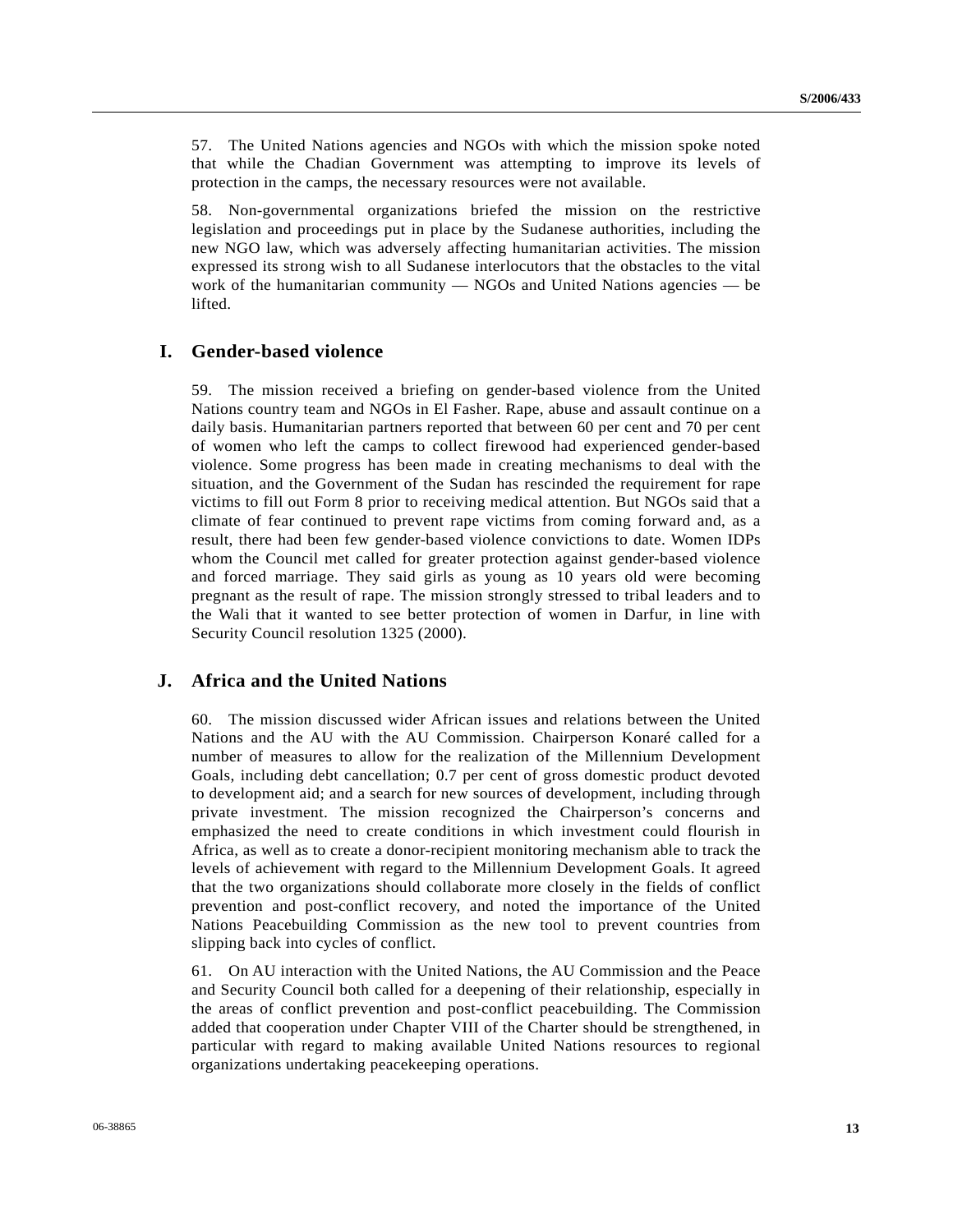57. The United Nations agencies and NGOs with which the mission spoke noted that while the Chadian Government was attempting to improve its levels of protection in the camps, the necessary resources were not available.

58. Non-governmental organizations briefed the mission on the restrictive legislation and proceedings put in place by the Sudanese authorities, including the new NGO law, which was adversely affecting humanitarian activities. The mission expressed its strong wish to all Sudanese interlocutors that the obstacles to the vital work of the humanitarian community — NGOs and United Nations agencies — be lifted.

## I. Gender-based violence

59. The mission received a briefing on gender-based violence from the United Nations country team and NGOs in El Fasher. Rape, abuse and assault continue on a daily basis. Humanitarian partners reported that between 60 per cent and 70 per cent of women who left the camps to collect firewood had experienced gender-based violence. Some progress has been made in creating mechanisms to deal with the situation, and the Government of the Sudan has rescinded the requirement for rape victims to fill out Form 8 prior to receiving medical attention. But NGOs said that a climate of fear continued to prevent rape victims from coming forward and, as a result, there had been few gender-based violence convictions to date. Women IDPs whom the Council met called for greater protection against gender-based violence and forced marriage. They said girls as young as 10 years old were becoming pregnant as the result of rape. The mission strongly stressed to tribal leaders and to the Wali that it wanted to see better protection of women in Darfur, in line with Security Council resolution 1325 (2000).

## J. Africa and the United Nations

60. The mission discussed wider African issues and relations between the United Nations and the AU with the AU Commission. Chairperson Konaré called for a number of measures to allow for the realization of the Millennium Development Goals, including debt cancellation; 0.7 per cent of gross domestic product devoted to development aid; and a search for new sources of development, including through private investment. The mission recognized the Chairperson's concerns and emphasized the need to create conditions in which investment could flourish in Africa, as well as to create a donor-recipient monitoring mechanism able to track the levels of achievement with regard to the Millennium Development Goals. It agreed that the two organizations should collaborate more closely in the fields of conflict prevention and post-conflict recovery, and noted the importance of the United Nations Peacebuilding Commission as the new tool to prevent countries from slipping back into cycles of conflict.

61. On AU interaction with the United Nations, the AU Commission and the Peace and Security Council both called for a deepening of their relationship, especially in the areas of conflict prevention and post-conflict peacebuilding. The Commission added that cooperation under Chapter VIII of the Charter should be strengthened, in particular with regard to making available United Nations resources to regional organizations undertaking peacekeeping operations.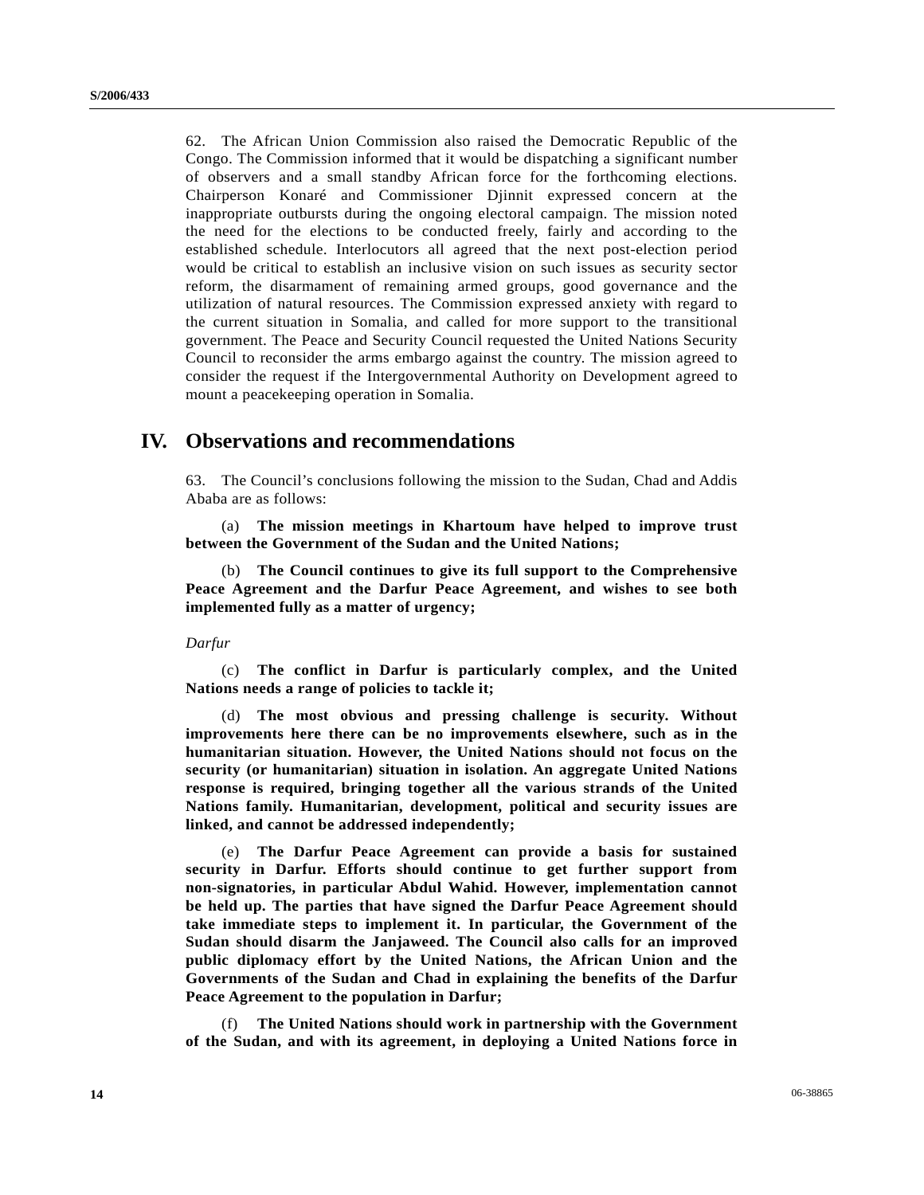62. The African Union Commission also raised the Democratic Republic of the Congo. The Commission informed that it would be dispatching a significant number of observers and a small standby African force for the forthcoming elections. Chairperson Konaré and Commissioner Djinnit expressed concern at the inappropriate outbursts during the ongoing electoral campaign. The mission noted the need for the elections to be conducted freely, fairly and according to the established schedule. Interlocutors all agreed that the next post-election period would be critical to establish an inclusive vision on such issues as security sector reform, the disarmament of remaining armed groups, good governance and the utilization of natural resources. The Commission expressed anxiety with regard to the current situation in Somalia, and called for more support to the transitional government. The Peace and Security Council requested the United Nations Security Council to reconsider the arms embargo against the country. The mission agreed to consider the request if the Intergovernmental Authority on Development agreed to mount a peacekeeping operation in Somalia.

# IV. Observations and recommendations

63. The Council's conclusions following the mission to the Sudan, Chad and Addis Ababa are as follows:

(a) **The mission meetings in Khartoum have helped to improve trust between the Government of the Sudan and the United Nations;**

(b) **The Council continues to give its full support to the Comprehensive Peace Agreement and the Darfur Peace Agreement, and wishes to see both implemented fully as a matter of urgency;**

*Darfur*

(c) **The conflict in Darfur is particularly complex, and the United Nations needs a range of policies to tackle it;**

(d) **The most obvious and pressing challenge is security. Without improvements here there can be no improvements elsewhere, such as in the humanitarian situation. However, the United Nations should not focus on the security (or humanitarian) situation in isolation. An aggregate United Nations response is required, bringing together all the various strands of the United Nations family. Humanitarian, development, political and security issues are linked, and cannot be addressed independently;**

(e) **The Darfur Peace Agreement can provide a basis for sustained security in Darfur. Efforts should continue to get further support from non-signatories, in particular Abdul Wahid. However, implementation cannot be held up. The parties that have signed the Darfur Peace Agreement should take immediate steps to implement it. In particular, the Government of the Sudan should disarm the Janjaweed. The Council also calls for an improved public diplomacy effort by the United Nations, the African Union and the Governments of the Sudan and Chad in explaining the benefits of the Darfur Peace Agreement to the population in Darfur;**

(f) **The United Nations should work in partnership with the Government of the Sudan, and with its agreement, in deploying a United Nations force in**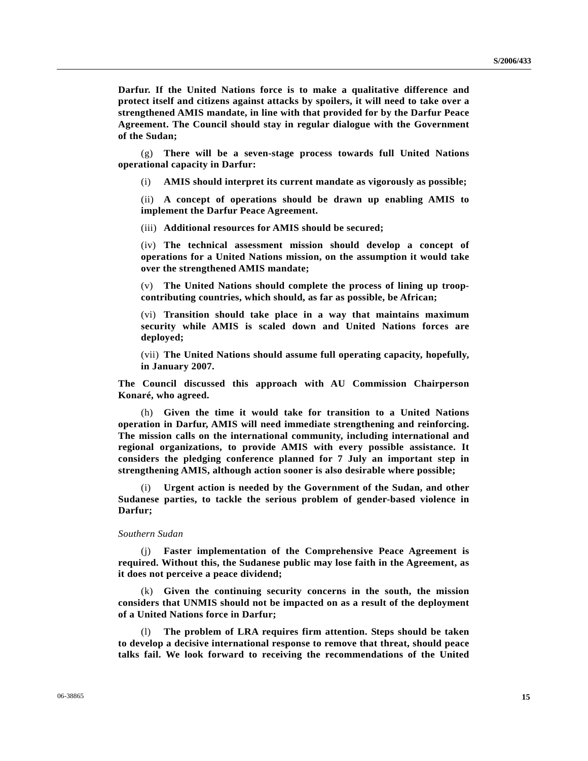**Darfur. If the United Nations force is to make a qualitative difference and protect itself and citizens against attacks by spoilers, it will need to take over a strengthened AMIS mandate, in line with that provided for by the Darfur Peace Agreement. The Council should stay in regular dialogue with the Government of the Sudan;**

(g) **There will be a seven-stage process towards full United Nations operational capacity in Darfur:**

(i) **AMIS should interpret its current mandate as vigorously as possible;**

(ii) **A concept of operations should be drawn up enabling AMIS to implement the Darfur Peace Agreement.**

(iii) **Additional resources for AMIS should be secured;**

(iv) **The technical assessment mission should develop a concept of operations for a United Nations mission, on the assumption it would take over the strengthened AMIS mandate;**

(v) **The United Nations should complete the process of lining up troop-contributing countries, which should, as far as possible, be African;**

(vi) **Transition should take place in a way that maintains maximum security while AMIS is scaled down and United Nations forces are deployed;**

(vii) **The United Nations should assume full operating capacity, hopefully, in January 2007.**

**The Council discussed this approach with AU Commission Chairperson Konaré, who agreed.**

(h) **Given the time it would take for transition to a United Nations operation in Darfur, AMIS will need immediate strengthening and reinforcing. The mission calls on the international community, including international and regional organizations, to provide AMIS with every possible assistance. It considers the pledging conference planned for 7 July an important step in strengthening AMIS, although action sooner is also desirable where possible;**

(i) **Urgent action is needed by the Government of the Sudan, and other Sudanese parties, to tackle the serious problem of gender-based violence in Darfur;**

*Southern Sudan*

(j) **Faster implementation of the Comprehensive Peace Agreement is required. Without this, the Sudanese public may lose faith in the Agreement, as it does not perceive a peace dividend;**

(k) **Given the continuing security concerns in the south, the mission considers that UNMIS should not be impacted on as a result of the deployment of a United Nations force in Darfur;**

(l) **The problem of LRA requires firm attention. Steps should be taken to develop a decisive international response to remove that threat, should peace talks fail. We look forward to receiving the recommendations of the United**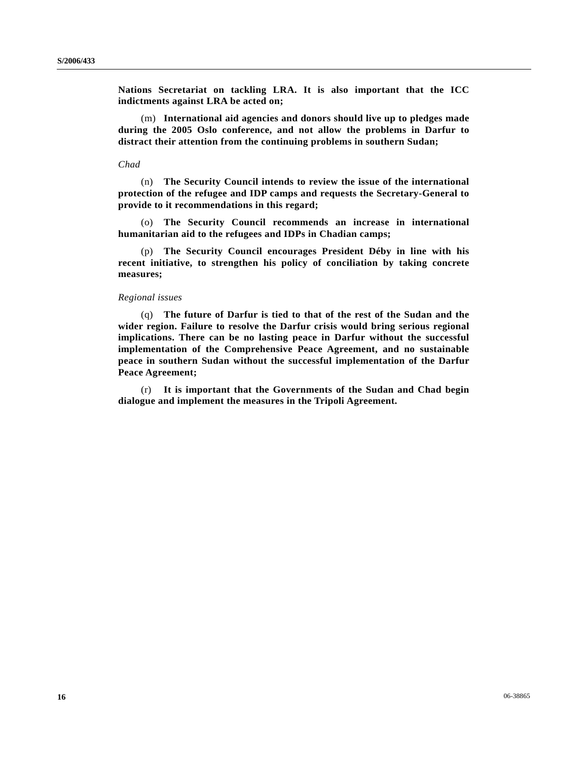**Nations Secretariat on tackling LRA. It is also important that the ICC indictments against LRA be acted on;**

(m) **International aid agencies and donors should live up to pledges made during the 2005 Oslo conference, and not allow the problems in Darfur to distract their attention from the continuing problems in southern Sudan;**

*Chad*

(n) **The Security Council intends to review the issue of the international protection of the refugee and IDP camps and requests the Secretary-General to provide to it recommendations in this regard;**

(o) **The Security Council recommends an increase in international humanitarian aid to the refugees and IDPs in Chadian camps;**

(p) **The Security Council encourages President Déby in line with his recent initiative, to strengthen his policy of conciliation by taking concrete measures;**

*Regional issues*

(q) **The future of Darfur is tied to that of the rest of the Sudan and the wider region. Failure to resolve the Darfur crisis would bring serious regional implications. There can be no lasting peace in Darfur without the successful implementation of the Comprehensive Peace Agreement, and no sustainable peace in southern Sudan without the successful implementation of the Darfur Peace Agreement;**

(r) **It is important that the Governments of the Sudan and Chad begin dialogue and implement the measures in the Tripoli Agreement.**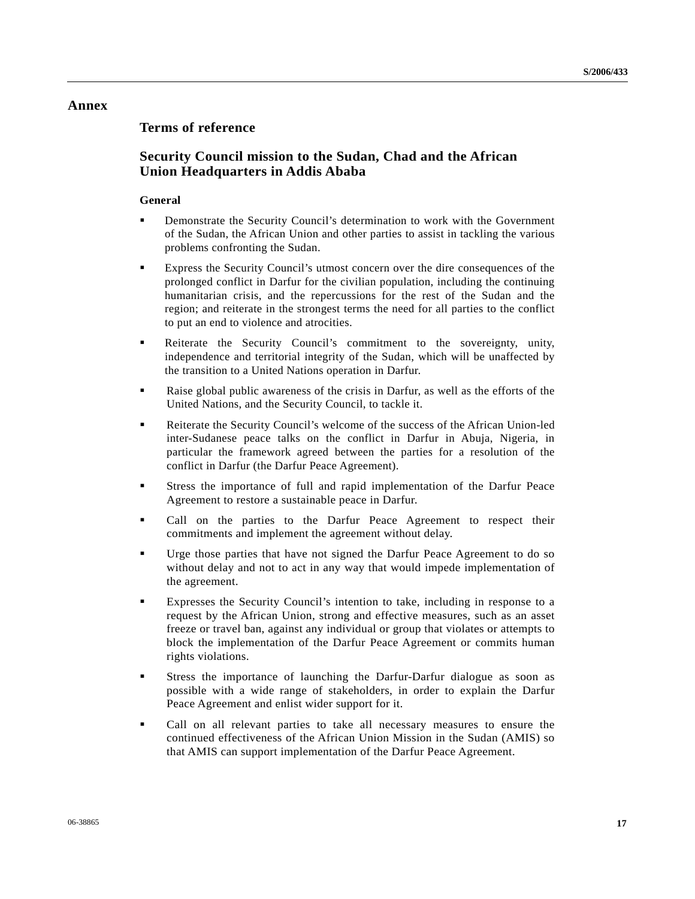# Annex

## Terms of reference

## Security Council mission to the Sudan, Chad and the African Union Headquarters in Addis Ababa

### General

- Demonstrate the Security Council's determination to work with the Government of the Sudan, the African Union and other parties to assist in tackling the various problems confronting the Sudan.
- Express the Security Council's utmost concern over the dire consequences of the prolonged conflict in Darfur for the civilian population, including the continuing humanitarian crisis, and the repercussions for the rest of the Sudan and the region; and reiterate in the strongest terms the need for all parties to the conflict to put an end to violence and atrocities.
- Reiterate the Security Council's commitment to the sovereignty, unity, independence and territorial integrity of the Sudan, which will be unaffected by the transition to a United Nations operation in Darfur.
- Raise global public awareness of the crisis in Darfur, as well as the efforts of the United Nations, and the Security Council, to tackle it.
- Reiterate the Security Council's welcome of the success of the African Union-led inter-Sudanese peace talks on the conflict in Darfur in Abuja, Nigeria, in particular the framework agreed between the parties for a resolution of the conflict in Darfur (the Darfur Peace Agreement).
- Stress the importance of full and rapid implementation of the Darfur Peace Agreement to restore a sustainable peace in Darfur.
- Call on the parties to the Darfur Peace Agreement to respect their commitments and implement the agreement without delay.
- Urge those parties that have not signed the Darfur Peace Agreement to do so without delay and not to act in any way that would impede implementation of the agreement.
- Expresses the Security Council's intention to take, including in response to a request by the African Union, strong and effective measures, such as an asset freeze or travel ban, against any individual or group that violates or attempts to block the implementation of the Darfur Peace Agreement or commits human rights violations.
- Stress the importance of launching the Darfur-Darfur dialogue as soon as possible with a wide range of stakeholders, in order to explain the Darfur Peace Agreement and enlist wider support for it.
- Call on all relevant parties to take all necessary measures to ensure the continued effectiveness of the African Union Mission in the Sudan (AMIS) so that AMIS can support implementation of the Darfur Peace Agreement.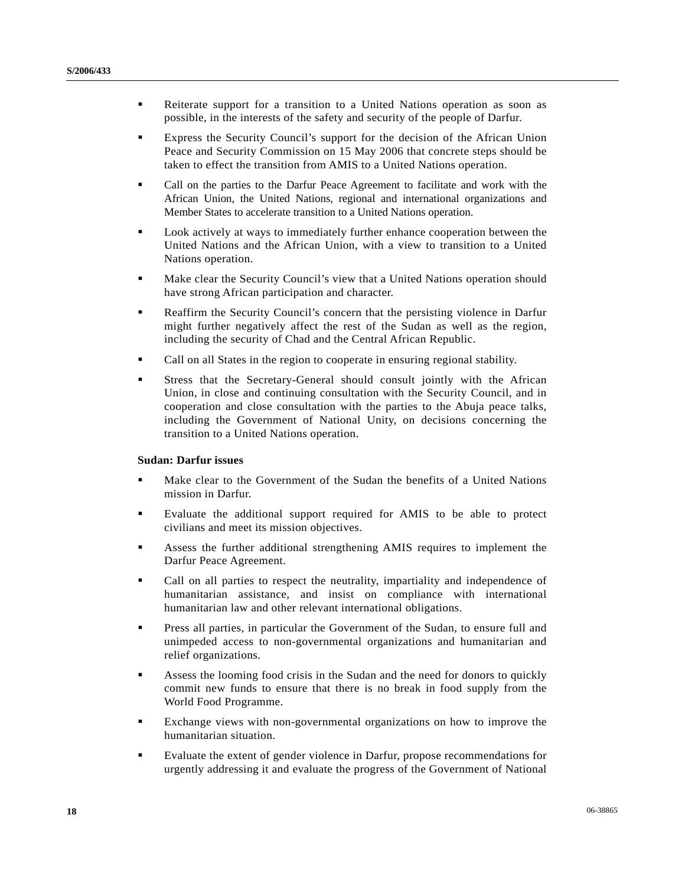- Reiterate support for a transition to a United Nations operation as soon as possible, in the interests of the safety and security of the people of Darfur.
- Express the Security Council's support for the decision of the African Union Peace and Security Commission on 15 May 2006 that concrete steps should be taken to effect the transition from AMIS to a United Nations operation.
- Call on the parties to the Darfur Peace Agreement to facilitate and work with the African Union, the United Nations, regional and international organizations and Member States to accelerate transition to a United Nations operation.
- Look actively at ways to immediately further enhance cooperation between the United Nations and the African Union, with a view to transition to a United Nations operation.
- Make clear the Security Council's view that a United Nations operation should have strong African participation and character.
- Reaffirm the Security Council's concern that the persisting violence in Darfur might further negatively affect the rest of the Sudan as well as the region, including the security of Chad and the Central African Republic.
- Call on all States in the region to cooperate in ensuring regional stability.
- Stress that the Secretary-General should consult jointly with the African Union, in close and continuing consultation with the Security Council, and in cooperation and close consultation with the parties to the Abuja peace talks, including the Government of National Unity, on decisions concerning the transition to a United Nations operation.

**Sudan: Darfur issues**

- Make clear to the Government of the Sudan the benefits of a United Nations mission in Darfur.
- Evaluate the additional support required for AMIS to be able to protect civilians and meet its mission objectives.
- Assess the further additional strengthening AMIS requires to implement the Darfur Peace Agreement.
- Call on all parties to respect the neutrality, impartiality and independence of humanitarian assistance, and insist on compliance with international humanitarian law and other relevant international obligations.
- Press all parties, in particular the Government of the Sudan, to ensure full and unimpeded access to non-governmental organizations and humanitarian and relief organizations.
- Assess the looming food crisis in the Sudan and the need for donors to quickly commit new funds to ensure that there is no break in food supply from the World Food Programme.
- Exchange views with non-governmental organizations on how to improve the humanitarian situation.
- Evaluate the extent of gender violence in Darfur, propose recommendations for urgently addressing it and evaluate the progress of the Government of National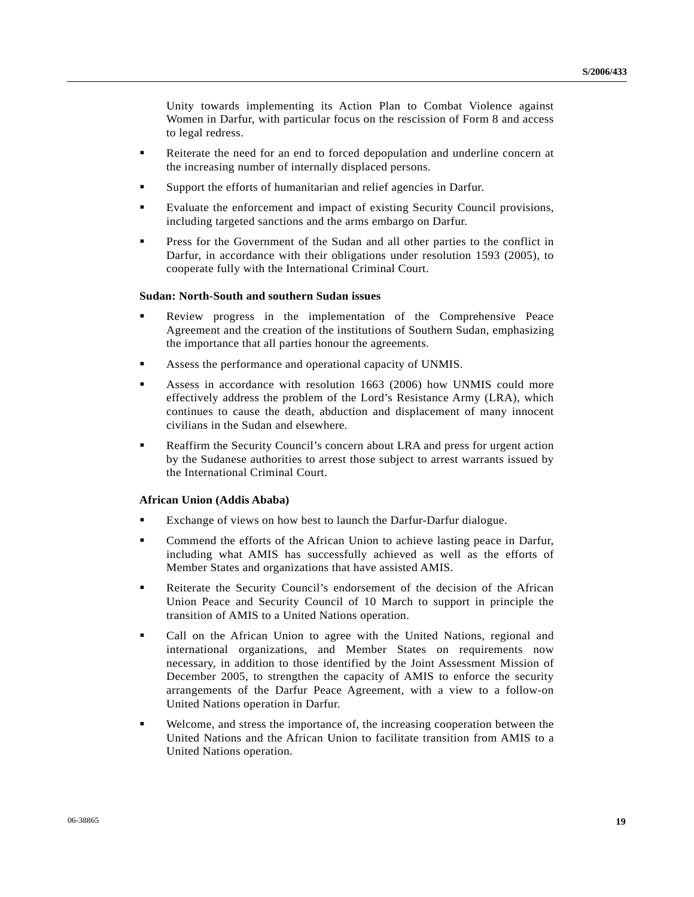Unity towards implementing its Action Plan to Combat Violence against Women in Darfur, with particular focus on the rescission of Form 8 and access to legal redress.

- Reiterate the need for an end to forced depopulation and underline concern at the increasing number of internally displaced persons.
- Support the efforts of humanitarian and relief agencies in Darfur.
- Evaluate the enforcement and impact of existing Security Council provisions, including targeted sanctions and the arms embargo on Darfur.
- Press for the Government of the Sudan and all other parties to the conflict in Darfur, in accordance with their obligations under resolution 1593 (2005), to cooperate fully with the International Criminal Court.

**Sudan: North-South and southern Sudan issues**

- Review progress in the implementation of the Comprehensive Peace Agreement and the creation of the institutions of Southern Sudan, emphasizing the importance that all parties honour the agreements.
- Assess the performance and operational capacity of UNMIS.
- Assess in accordance with resolution 1663 (2006) how UNMIS could more effectively address the problem of the Lord's Resistance Army (LRA), which continues to cause the death, abduction and displacement of many innocent civilians in the Sudan and elsewhere.
- Reaffirm the Security Council's concern about LRA and press for urgent action by the Sudanese authorities to arrest those subject to arrest warrants issued by the International Criminal Court.

**African Union (Addis Ababa)**

- Exchange of views on how best to launch the Darfur-Darfur dialogue.
- Commend the efforts of the African Union to achieve lasting peace in Darfur, including what AMIS has successfully achieved as well as the efforts of Member States and organizations that have assisted AMIS.
- Reiterate the Security Council's endorsement of the decision of the African Union Peace and Security Council of 10 March to support in principle the transition of AMIS to a United Nations operation.
- Call on the African Union to agree with the United Nations, regional and international organizations, and Member States on requirements now necessary, in addition to those identified by the Joint Assessment Mission of December 2005, to strengthen the capacity of AMIS to enforce the security arrangements of the Darfur Peace Agreement, with a view to a follow-on United Nations operation in Darfur.
- Welcome, and stress the importance of, the increasing cooperation between the United Nations and the African Union to facilitate transition from AMIS to a United Nations operation.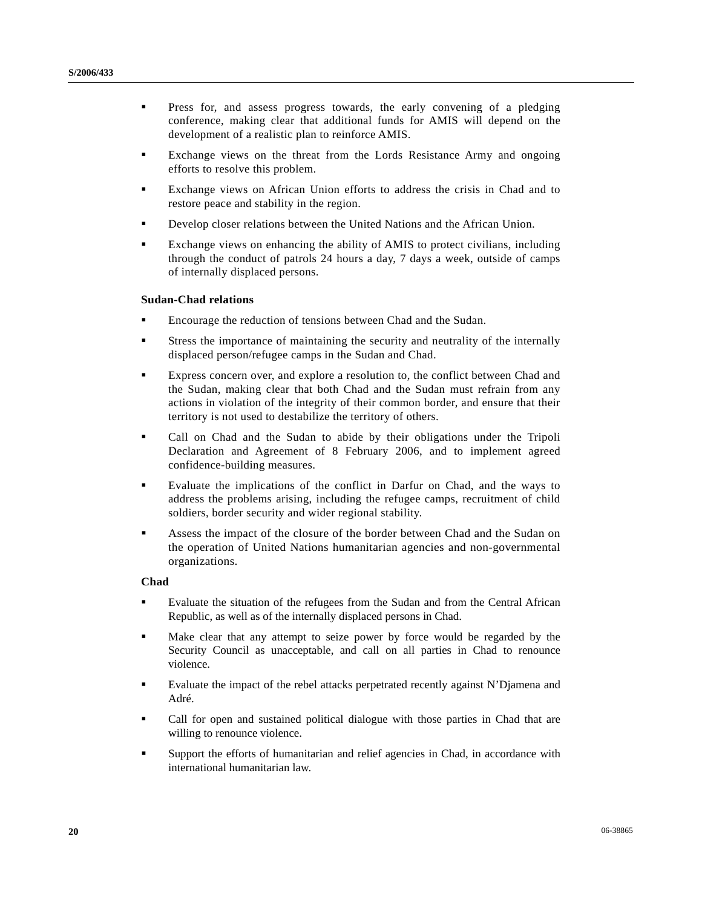- Press for, and assess progress towards, the early convening of a pledging conference, making clear that additional funds for AMIS will depend on the development of a realistic plan to reinforce AMIS.
- Exchange views on the threat from the Lords Resistance Army and ongoing efforts to resolve this problem.
- Exchange views on African Union efforts to address the crisis in Chad and to restore peace and stability in the region.
- Develop closer relations between the United Nations and the African Union.
- Exchange views on enhancing the ability of AMIS to protect civilians, including through the conduct of patrols 24 hours a day, 7 days a week, outside of camps of internally displaced persons.

**Sudan-Chad relations**

- Encourage the reduction of tensions between Chad and the Sudan.
- Stress the importance of maintaining the security and neutrality of the internally displaced person/refugee camps in the Sudan and Chad.
- Express concern over, and explore a resolution to, the conflict between Chad and the Sudan, making clear that both Chad and the Sudan must refrain from any actions in violation of the integrity of their common border, and ensure that their territory is not used to destabilize the territory of others.
- Call on Chad and the Sudan to abide by their obligations under the Tripoli Declaration and Agreement of 8 February 2006, and to implement agreed confidence-building measures.
- Evaluate the implications of the conflict in Darfur on Chad, and the ways to address the problems arising, including the refugee camps, recruitment of child soldiers, border security and wider regional stability.
- Assess the impact of the closure of the border between Chad and the Sudan on the operation of United Nations humanitarian agencies and non-governmental organizations.

**Chad**

- Evaluate the situation of the refugees from the Sudan and from the Central African Republic, as well as of the internally displaced persons in Chad.
- Make clear that any attempt to seize power by force would be regarded by the Security Council as unacceptable, and call on all parties in Chad to renounce violence.
- Evaluate the impact of the rebel attacks perpetrated recently against N'Djamena and Adré.
- Call for open and sustained political dialogue with those parties in Chad that are willing to renounce violence.
- Support the efforts of humanitarian and relief agencies in Chad, in accordance with international humanitarian law.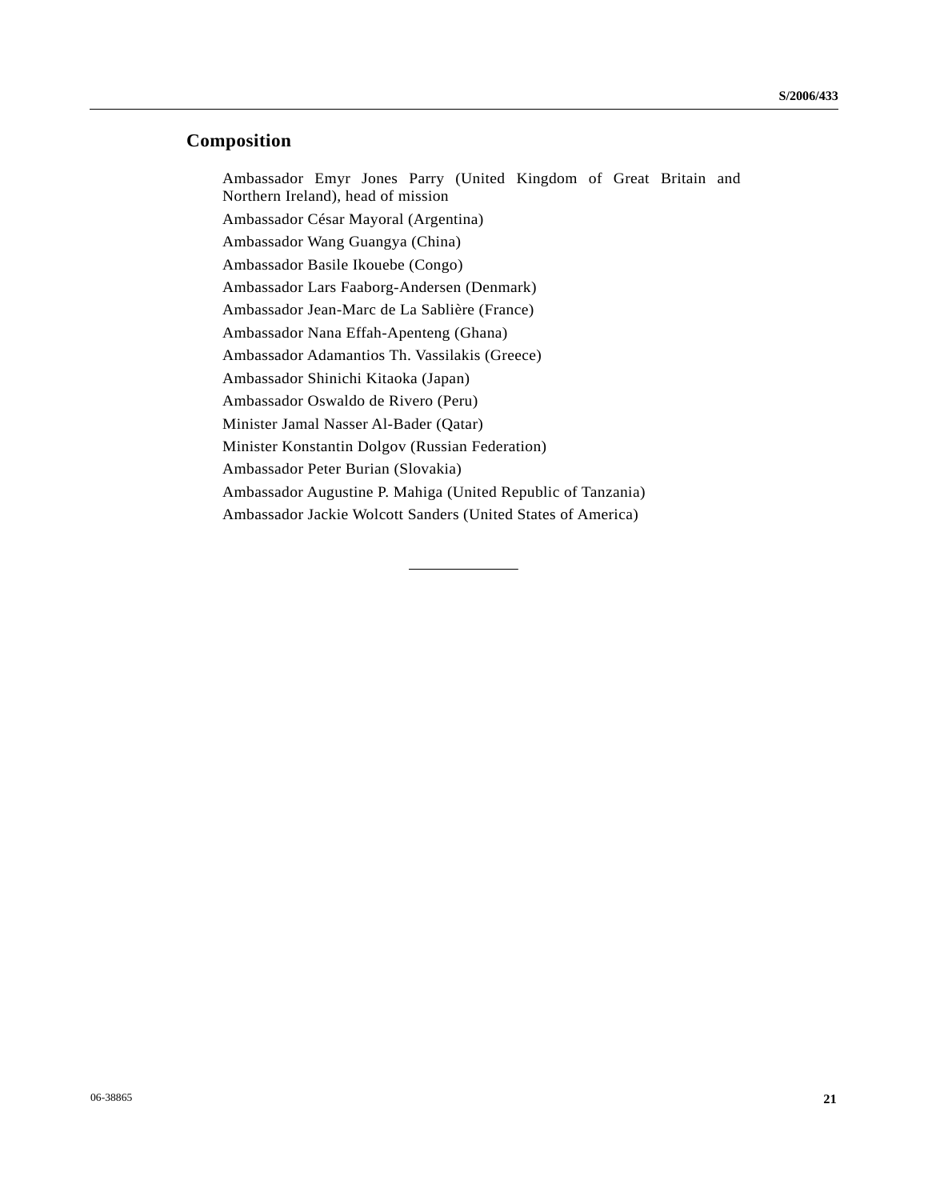## Composition

Ambassador Emyr Jones Parry (United Kingdom of Great Britain and Northern Ireland), head of mission

Ambassador César Mayoral (Argentina)

Ambassador Wang Guangya (China)

Ambassador Basile Ikouebe (Congo)

Ambassador Lars Faaborg-Andersen (Denmark)

Ambassador Jean-Marc de La Sablière (France)

Ambassador Nana Effah-Apenteng (Ghana)

Ambassador Adamantios Th. Vassilakis (Greece)

Ambassador Shinichi Kitaoka (Japan)

Ambassador Oswaldo de Rivero (Peru)

Minister Jamal Nasser Al-Bader (Qatar)

Minister Konstantin Dolgov (Russian Federation)

Ambassador Peter Burian (Slovakia)

Ambassador Augustine P. Mahiga (United Republic of Tanzania)

Ambassador Jackie Wolcott Sanders (United States of America)